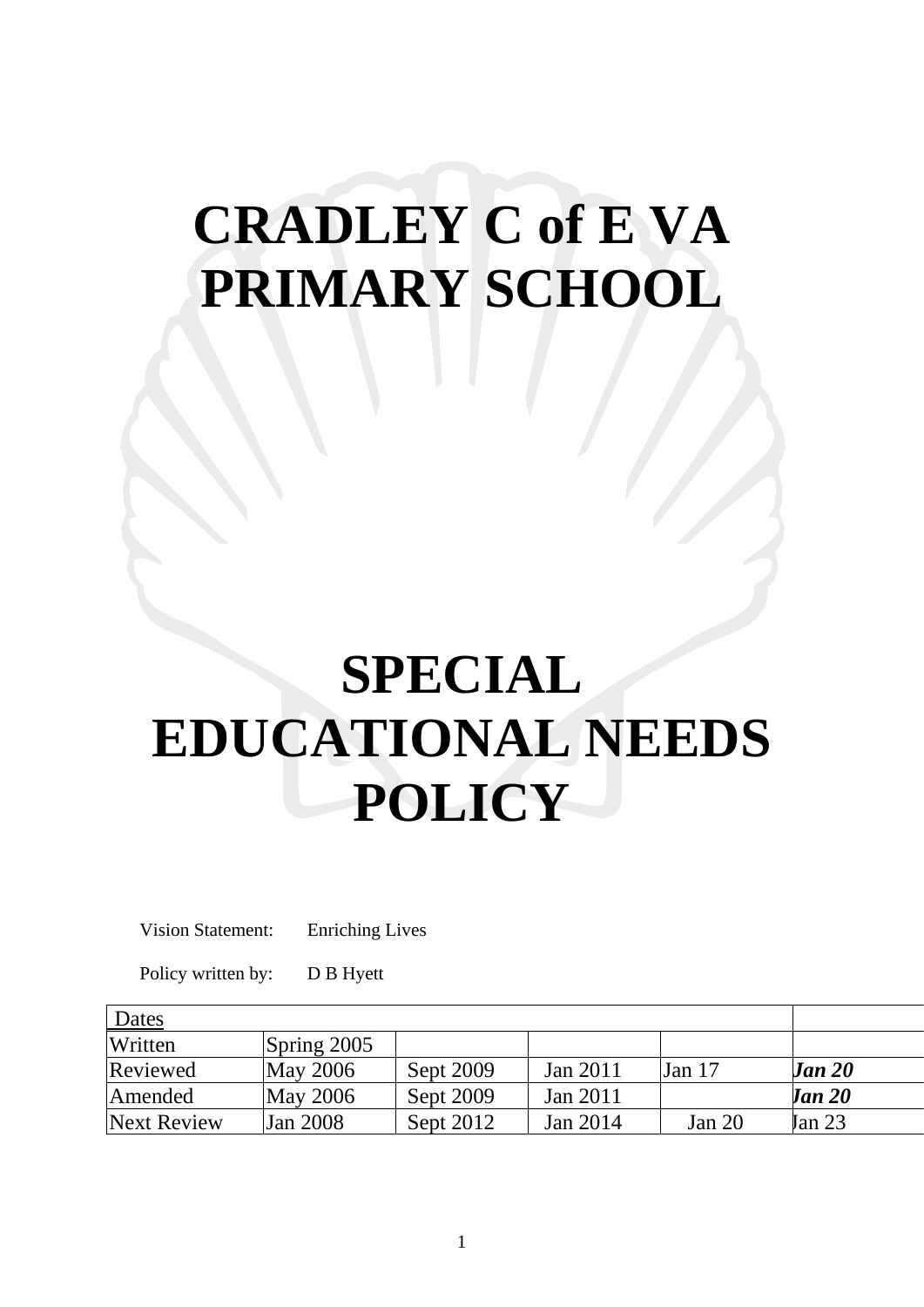# CRADLEY C of E VA PRIMARY SCHOOL

# SPECIAL EDUCATIONAL NEEDS POLICY

Vision Statement: Enriching Lives

Policy written by: D B Hyett

| Dates | | | | | |
|---|---|---|---|---|---|
| Written | Spring 2005 | | | | |
| Reviewed | May 2006 | Sept 2009 | Jan 2011 | Jan 17 | ***Jan 20*** |
| Amended | May 2006 | Sept 2009 | Jan 2011 | | ***Jan 20*** |
| Next Review | Jan 2008 | Sept 2012 | Jan 2014 | Jan 20 | Jan 23 |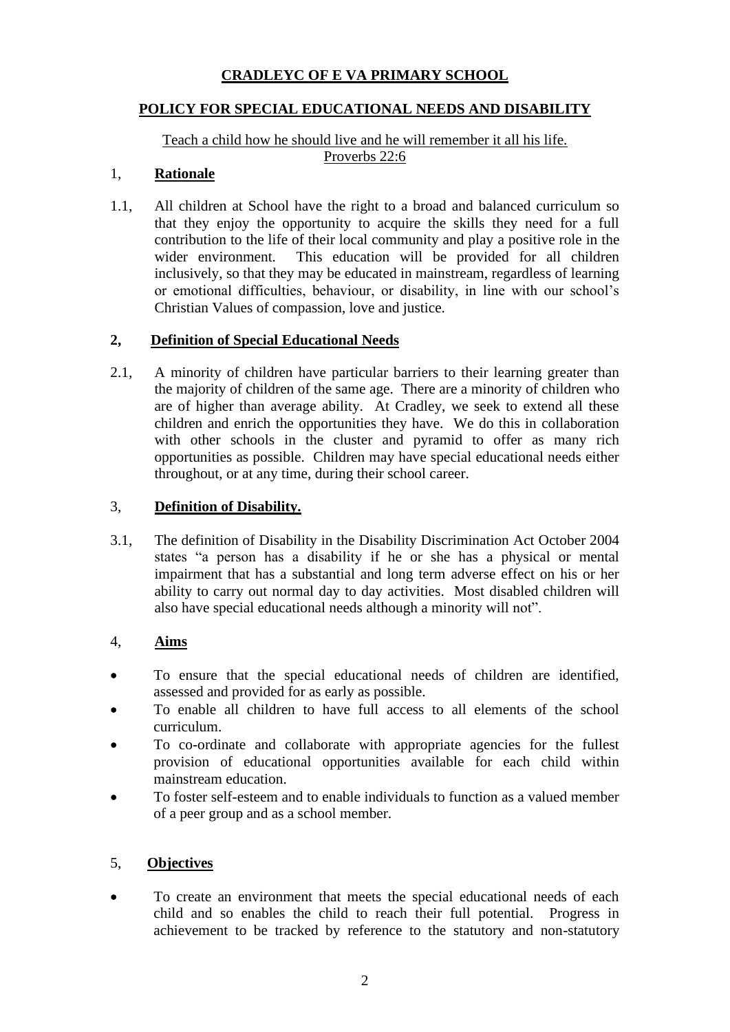**CRADLEYC OF E VA PRIMARY SCHOOL**

**POLICY FOR SPECIAL EDUCATIONAL NEEDS AND DISABILITY**

Teach a child how he should live and he will remember it all his life.
Proverbs 22:6

## 1, **Rationale**

1.1, All children at School have the right to a broad and balanced curriculum so that they enjoy the opportunity to acquire the skills they need for a full contribution to the life of their local community and play a positive role in the wider environment. This education will be provided for all children inclusively, so that they may be educated in mainstream, regardless of learning or emotional difficulties, behaviour, or disability, in line with our school's Christian Values of compassion, love and justice.

## **2, Definition of Special Educational Needs**

2.1, A minority of children have particular barriers to their learning greater than the majority of children of the same age. There are a minority of children who are of higher than average ability. At Cradley, we seek to extend all these children and enrich the opportunities they have. We do this in collaboration with other schools in the cluster and pyramid to offer as many rich opportunities as possible. Children may have special educational needs either throughout, or at any time, during their school career.

## 3, **Definition of Disability.**

3.1, The definition of Disability in the Disability Discrimination Act October 2004 states "a person has a disability if he or she has a physical or mental impairment that has a substantial and long term adverse effect on his or her ability to carry out normal day to day activities. Most disabled children will also have special educational needs although a minority will not".

## 4, **Aims**

- To ensure that the special educational needs of children are identified, assessed and provided for as early as possible.
- To enable all children to have full access to all elements of the school curriculum.
- To co-ordinate and collaborate with appropriate agencies for the fullest provision of educational opportunities available for each child within mainstream education.
- To foster self-esteem and to enable individuals to function as a valued member of a peer group and as a school member.

## 5, **Objectives**

- To create an environment that meets the special educational needs of each child and so enables the child to reach their full potential. Progress in achievement to be tracked by reference to the statutory and non-statutory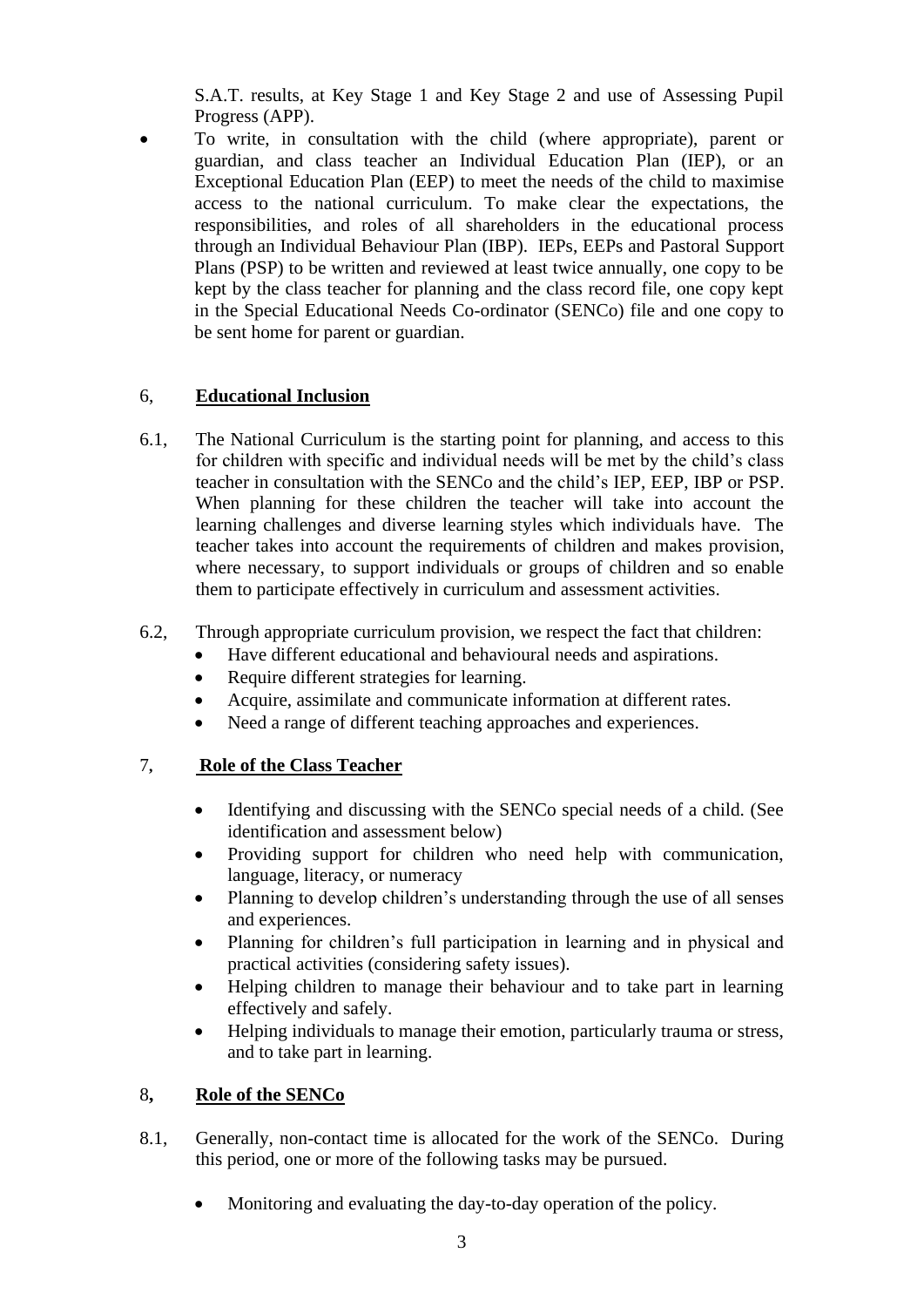S.A.T. results, at Key Stage 1 and Key Stage 2 and use of Assessing Pupil Progress (APP).

- To write, in consultation with the child (where appropriate), parent or guardian, and class teacher an Individual Education Plan (IEP), or an Exceptional Education Plan (EEP) to meet the needs of the child to maximise access to the national curriculum. To make clear the expectations, the responsibilities, and roles of all shareholders in the educational process through an Individual Behaviour Plan (IBP). IEPs, EEPs and Pastoral Support Plans (PSP) to be written and reviewed at least twice annually, one copy to be kept by the class teacher for planning and the class record file, one copy kept in the Special Educational Needs Co-ordinator (SENCo) file and one copy to be sent home for parent or guardian.

## 6, **Educational Inclusion**

6.1, The National Curriculum is the starting point for planning, and access to this for children with specific and individual needs will be met by the child's class teacher in consultation with the SENCo and the child's IEP, EEP, IBP or PSP. When planning for these children the teacher will take into account the learning challenges and diverse learning styles which individuals have. The teacher takes into account the requirements of children and makes provision, where necessary, to support individuals or groups of children and so enable them to participate effectively in curriculum and assessment activities.

6.2, Through appropriate curriculum provision, we respect the fact that children:

- Have different educational and behavioural needs and aspirations.
- Require different strategies for learning.
- Acquire, assimilate and communicate information at different rates.
- Need a range of different teaching approaches and experiences.

## 7, **Role of the Class Teacher**

- Identifying and discussing with the SENCo special needs of a child. (See identification and assessment below)
- Providing support for children who need help with communication, language, literacy, or numeracy
- Planning to develop children's understanding through the use of all senses and experiences.
- Planning for children's full participation in learning and in physical and practical activities (considering safety issues).
- Helping children to manage their behaviour and to take part in learning effectively and safely.
- Helping individuals to manage their emotion, particularly trauma or stress, and to take part in learning.

## 8, **Role of the SENCo**

8.1, Generally, non-contact time is allocated for the work of the SENCo. During this period, one or more of the following tasks may be pursued.

- Monitoring and evaluating the day-to-day operation of the policy.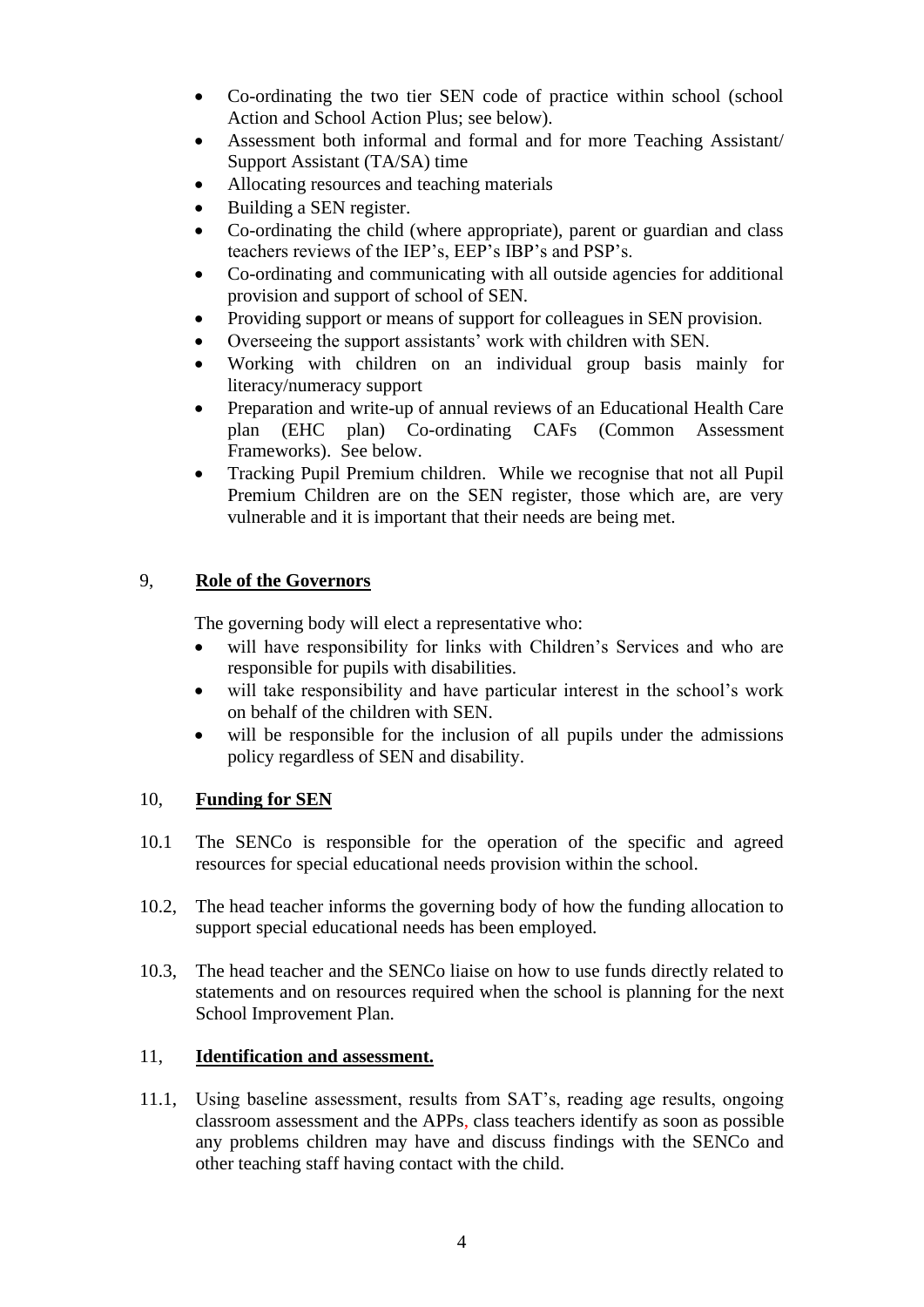- Co-ordinating the two tier SEN code of practice within school (school Action and School Action Plus; see below).
- Assessment both informal and formal and for more Teaching Assistant/ Support Assistant (TA/SA) time
- Allocating resources and teaching materials
- Building a SEN register.
- Co-ordinating the child (where appropriate), parent or guardian and class teachers reviews of the IEP's, EEP's IBP's and PSP's.
- Co-ordinating and communicating with all outside agencies for additional provision and support of school of SEN.
- Providing support or means of support for colleagues in SEN provision.
- Overseeing the support assistants' work with children with SEN.
- Working with children on an individual group basis mainly for literacy/numeracy support
- Preparation and write-up of annual reviews of an Educational Health Care plan (EHC plan) Co-ordinating CAFs (Common Assessment Frameworks). See below.
- Tracking Pupil Premium children. While we recognise that not all Pupil Premium Children are on the SEN register, those which are, are very vulnerable and it is important that their needs are being met.

## 9, **Role of the Governors**

The governing body will elect a representative who:

- will have responsibility for links with Children's Services and who are responsible for pupils with disabilities.
- will take responsibility and have particular interest in the school's work on behalf of the children with SEN.
- will be responsible for the inclusion of all pupils under the admissions policy regardless of SEN and disability.

## 10, **Funding for SEN**

10.1 The SENCo is responsible for the operation of the specific and agreed resources for special educational needs provision within the school.

10.2, The head teacher informs the governing body of how the funding allocation to support special educational needs has been employed.

10.3, The head teacher and the SENCo liaise on how to use funds directly related to statements and on resources required when the school is planning for the next School Improvement Plan.

## 11, **Identification and assessment.**

11.1, Using baseline assessment, results from SAT's, reading age results, ongoing classroom assessment and the APPs, class teachers identify as soon as possible any problems children may have and discuss findings with the SENCo and other teaching staff having contact with the child.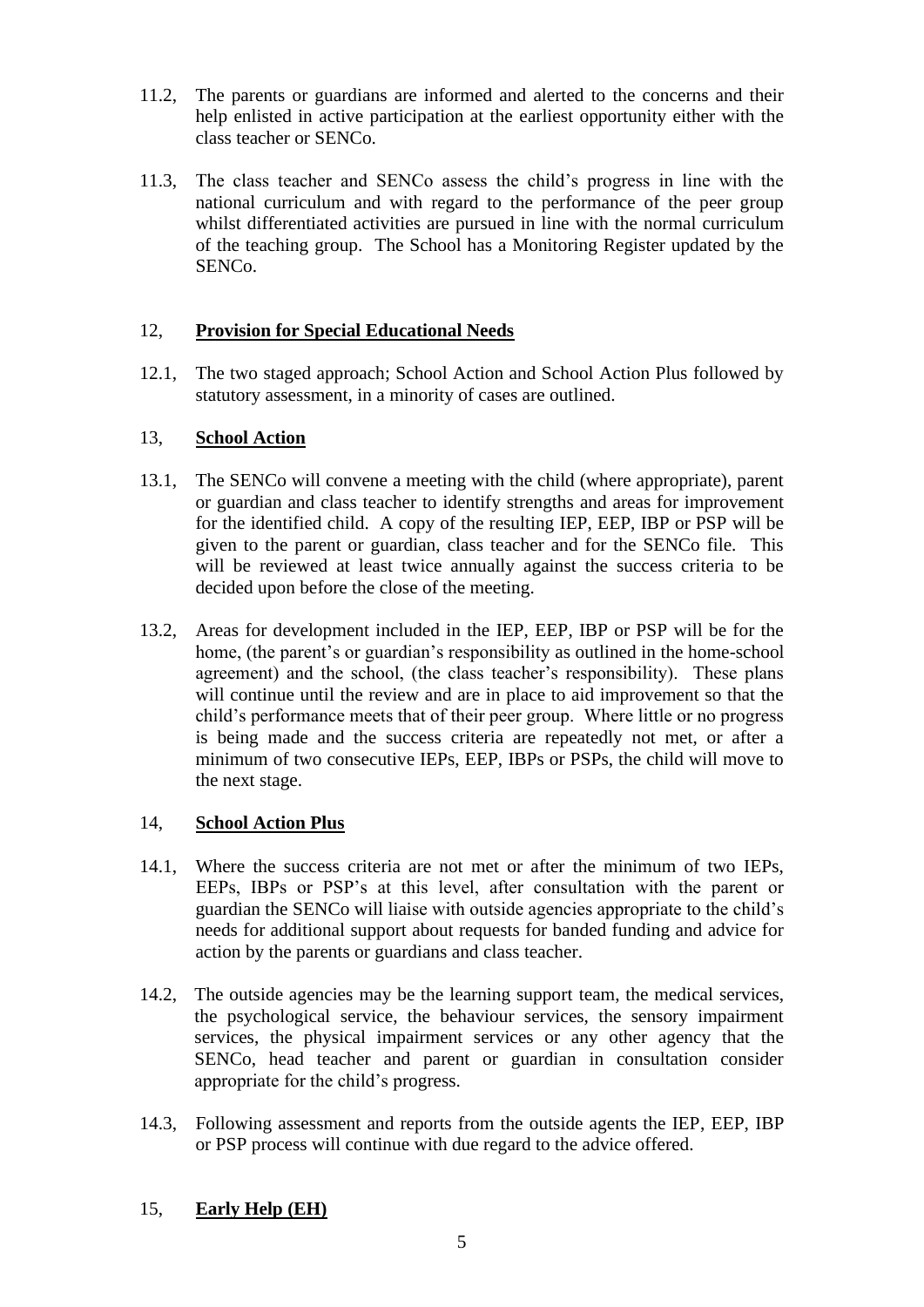11.2, The parents or guardians are informed and alerted to the concerns and their help enlisted in active participation at the earliest opportunity either with the class teacher or SENCo.

11.3, The class teacher and SENCo assess the child's progress in line with the national curriculum and with regard to the performance of the peer group whilst differentiated activities are pursued in line with the normal curriculum of the teaching group. The School has a Monitoring Register updated by the SENCo.

## 12, **Provision for Special Educational Needs**

12.1, The two staged approach; School Action and School Action Plus followed by statutory assessment, in a minority of cases are outlined.

## 13, **School Action**

13.1, The SENCo will convene a meeting with the child (where appropriate), parent or guardian and class teacher to identify strengths and areas for improvement for the identified child. A copy of the resulting IEP, EEP, IBP or PSP will be given to the parent or guardian, class teacher and for the SENCo file. This will be reviewed at least twice annually against the success criteria to be decided upon before the close of the meeting.

13.2, Areas for development included in the IEP, EEP, IBP or PSP will be for the home, (the parent's or guardian's responsibility as outlined in the home-school agreement) and the school, (the class teacher's responsibility). These plans will continue until the review and are in place to aid improvement so that the child's performance meets that of their peer group. Where little or no progress is being made and the success criteria are repeatedly not met, or after a minimum of two consecutive IEPs, EEP, IBPs or PSPs, the child will move to the next stage.

## 14, **School Action Plus**

14.1, Where the success criteria are not met or after the minimum of two IEPs, EEPs, IBPs or PSP's at this level, after consultation with the parent or guardian the SENCo will liaise with outside agencies appropriate to the child's needs for additional support about requests for banded funding and advice for action by the parents or guardians and class teacher.

14.2, The outside agencies may be the learning support team, the medical services, the psychological service, the behaviour services, the sensory impairment services, the physical impairment services or any other agency that the SENCo, head teacher and parent or guardian in consultation consider appropriate for the child's progress.

14.3, Following assessment and reports from the outside agents the IEP, EEP, IBP or PSP process will continue with due regard to the advice offered.

## 15, **Early Help (EH)**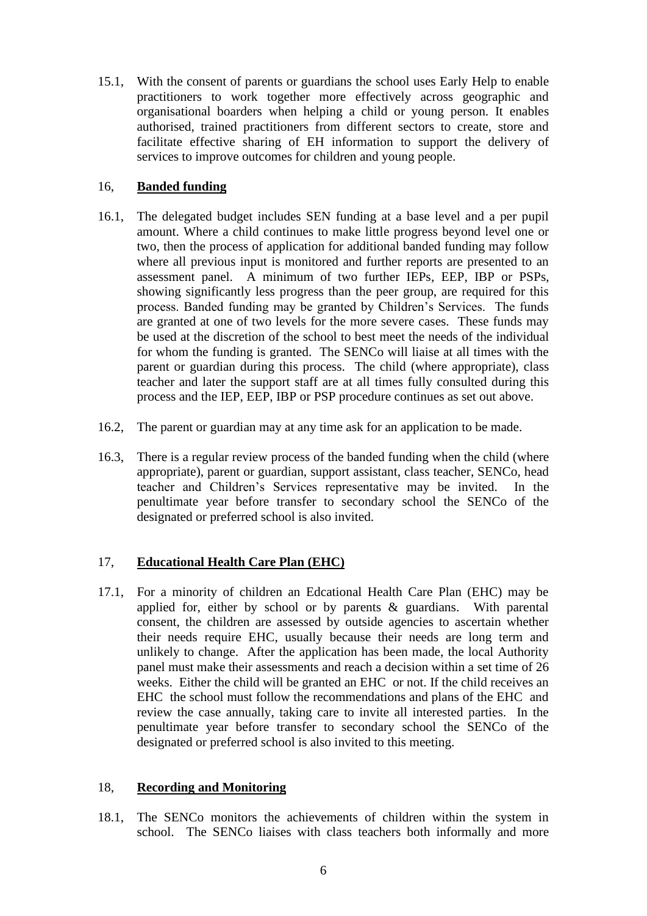15.1, With the consent of parents or guardians the school uses Early Help to enable practitioners to work together more effectively across geographic and organisational boarders when helping a child or young person. It enables authorised, trained practitioners from different sectors to create, store and facilitate effective sharing of EH information to support the delivery of services to improve outcomes for children and young people.

## 16, **Banded funding**

16.1, The delegated budget includes SEN funding at a base level and a per pupil amount. Where a child continues to make little progress beyond level one or two, then the process of application for additional banded funding may follow where all previous input is monitored and further reports are presented to an assessment panel. A minimum of two further IEPs, EEP, IBP or PSPs, showing significantly less progress than the peer group, are required for this process. Banded funding may be granted by Children's Services. The funds are granted at one of two levels for the more severe cases. These funds may be used at the discretion of the school to best meet the needs of the individual for whom the funding is granted. The SENCo will liaise at all times with the parent or guardian during this process. The child (where appropriate), class teacher and later the support staff are at all times fully consulted during this process and the IEP, EEP, IBP or PSP procedure continues as set out above.

16.2, The parent or guardian may at any time ask for an application to be made.

16.3, There is a regular review process of the banded funding when the child (where appropriate), parent or guardian, support assistant, class teacher, SENCo, head teacher and Children's Services representative may be invited. In the penultimate year before transfer to secondary school the SENCo of the designated or preferred school is also invited.

## 17, **Educational Health Care Plan (EHC)**

17.1, For a minority of children an Edcational Health Care Plan (EHC) may be applied for, either by school or by parents & guardians. With parental consent, the children are assessed by outside agencies to ascertain whether their needs require EHC, usually because their needs are long term and unlikely to change. After the application has been made, the local Authority panel must make their assessments and reach a decision within a set time of 26 weeks. Either the child will be granted an EHC or not. If the child receives an EHC the school must follow the recommendations and plans of the EHC and review the case annually, taking care to invite all interested parties. In the penultimate year before transfer to secondary school the SENCo of the designated or preferred school is also invited to this meeting.

## 18, **Recording and Monitoring**

18.1, The SENCo monitors the achievements of children within the system in school. The SENCo liaises with class teachers both informally and more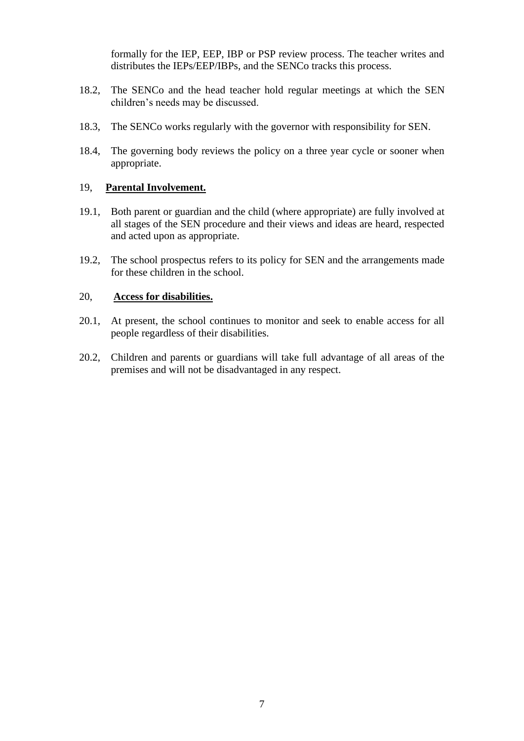formally for the IEP, EEP, IBP or PSP review process. The teacher writes and distributes the IEPs/EEP/IBPs, and the SENCo tracks this process.

18.2, The SENCo and the head teacher hold regular meetings at which the SEN children's needs may be discussed.

18.3, The SENCo works regularly with the governor with responsibility for SEN.

18.4, The governing body reviews the policy on a three year cycle or sooner when appropriate.

19, **Parental Involvement.**

19.1, Both parent or guardian and the child (where appropriate) are fully involved at all stages of the SEN procedure and their views and ideas are heard, respected and acted upon as appropriate.

19.2, The school prospectus refers to its policy for SEN and the arrangements made for these children in the school.

20, **Access for disabilities.**

20.1, At present, the school continues to monitor and seek to enable access for all people regardless of their disabilities.

20.2, Children and parents or guardians will take full advantage of all areas of the premises and will not be disadvantaged in any respect.